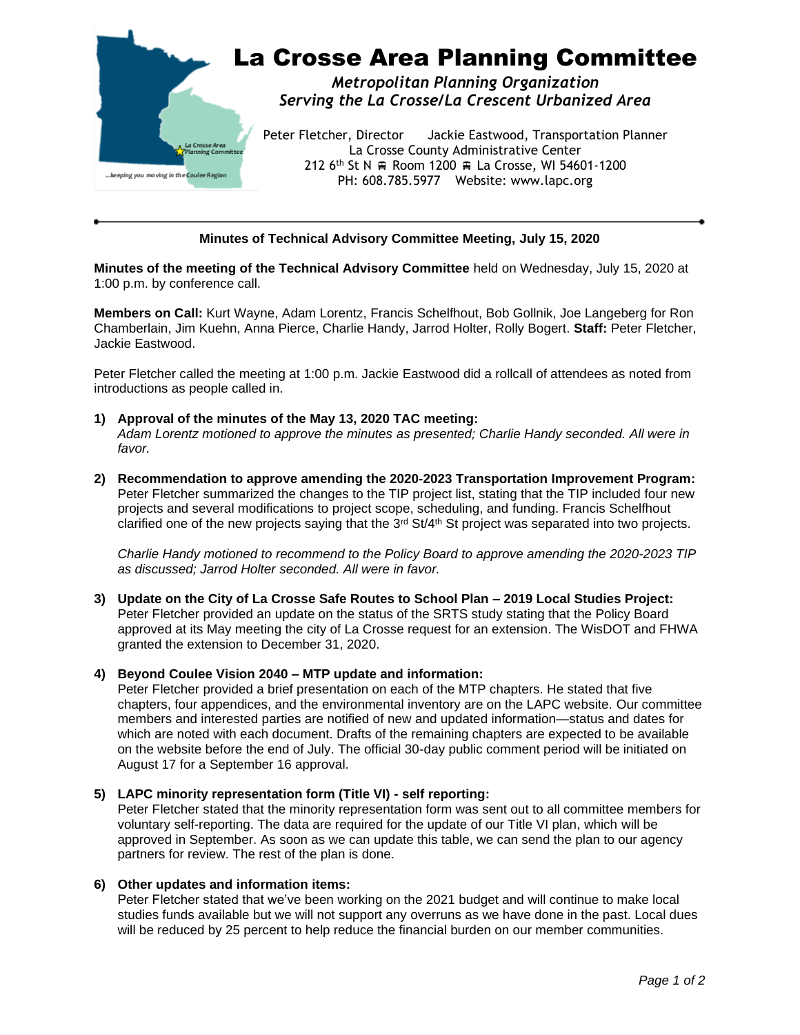# La Crosse Area Planning Committee

***Metropolitan Planning Organization***
***Serving the La Crosse/La Crescent Urbanized Area***

Peter Fletcher, Director    Jackie Eastwood, Transportation Planner
La Crosse County Administrative Center
212 6th St N ▪ Room 1200 ▪ La Crosse, WI 54601-1200
PH: 608.785.5977   Website: www.lapc.org

---

**Minutes of Technical Advisory Committee Meeting, July 15, 2020**

**Minutes of the meeting of the Technical Advisory Committee** held on Wednesday, July 15, 2020 at 1:00 p.m. by conference call.

**Members on Call:** Kurt Wayne, Adam Lorentz, Francis Schelfhout, Bob Gollnik, Joe Langeberg for Ron Chamberlain, Jim Kuehn, Anna Pierce, Charlie Handy, Jarrod Holter, Rolly Bogert. **Staff:** Peter Fletcher, Jackie Eastwood.

Peter Fletcher called the meeting at 1:00 p.m. Jackie Eastwood did a rollcall of attendees as noted from introductions as people called in.

1) **Approval of the minutes of the May 13, 2020 TAC meeting:**
   *Adam Lorentz motioned to approve the minutes as presented; Charlie Handy seconded. All were in favor.*

2) **Recommendation to approve amending the 2020-2023 Transportation Improvement Program:**
   Peter Fletcher summarized the changes to the TIP project list, stating that the TIP included four new projects and several modifications to project scope, scheduling, and funding. Francis Schelfhout clarified one of the new projects saying that the 3rd St/4th St project was separated into two projects.

   *Charlie Handy motioned to recommend to the Policy Board to approve amending the 2020-2023 TIP as discussed; Jarrod Holter seconded. All were in favor.*

3) **Update on the City of La Crosse Safe Routes to School Plan – 2019 Local Studies Project:**
   Peter Fletcher provided an update on the status of the SRTS study stating that the Policy Board approved at its May meeting the city of La Crosse request for an extension. The WisDOT and FHWA granted the extension to December 31, 2020.

4) **Beyond Coulee Vision 2040 – MTP update and information:**
   Peter Fletcher provided a brief presentation on each of the MTP chapters. He stated that five chapters, four appendices, and the environmental inventory are on the LAPC website. Our committee members and interested parties are notified of new and updated information—status and dates for which are noted with each document. Drafts of the remaining chapters are expected to be available on the website before the end of July. The official 30-day public comment period will be initiated on August 17 for a September 16 approval.

5) **LAPC minority representation form (Title VI) - self reporting:**
   Peter Fletcher stated that the minority representation form was sent out to all committee members for voluntary self-reporting. The data are required for the update of our Title VI plan, which will be approved in September. As soon as we can update this table, we can send the plan to our agency partners for review. The rest of the plan is done.

6) **Other updates and information items:**
   Peter Fletcher stated that we've been working on the 2021 budget and will continue to make local studies funds available but we will not support any overruns as we have done in the past. Local dues will be reduced by 25 percent to help reduce the financial burden on our member communities.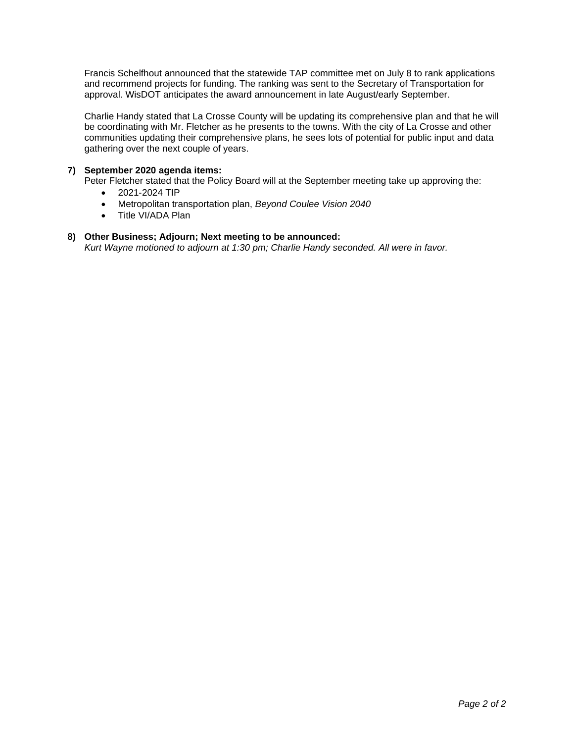Francis Schelfhout announced that the statewide TAP committee met on July 8 to rank applications and recommend projects for funding. The ranking was sent to the Secretary of Transportation for approval. WisDOT anticipates the award announcement in late August/early September.

Charlie Handy stated that La Crosse County will be updating its comprehensive plan and that he will be coordinating with Mr. Fletcher as he presents to the towns. With the city of La Crosse and other communities updating their comprehensive plans, he sees lots of potential for public input and data gathering over the next couple of years.

**7) September 2020 agenda items:**

Peter Fletcher stated that the Policy Board will at the September meeting take up approving the:

- 2021-2024 TIP
- Metropolitan transportation plan, *Beyond Coulee Vision 2040*
- Title VI/ADA Plan

**8) Other Business; Adjourn; Next meeting to be announced:**

*Kurt Wayne motioned to adjourn at 1:30 pm; Charlie Handy seconded. All were in favor.*